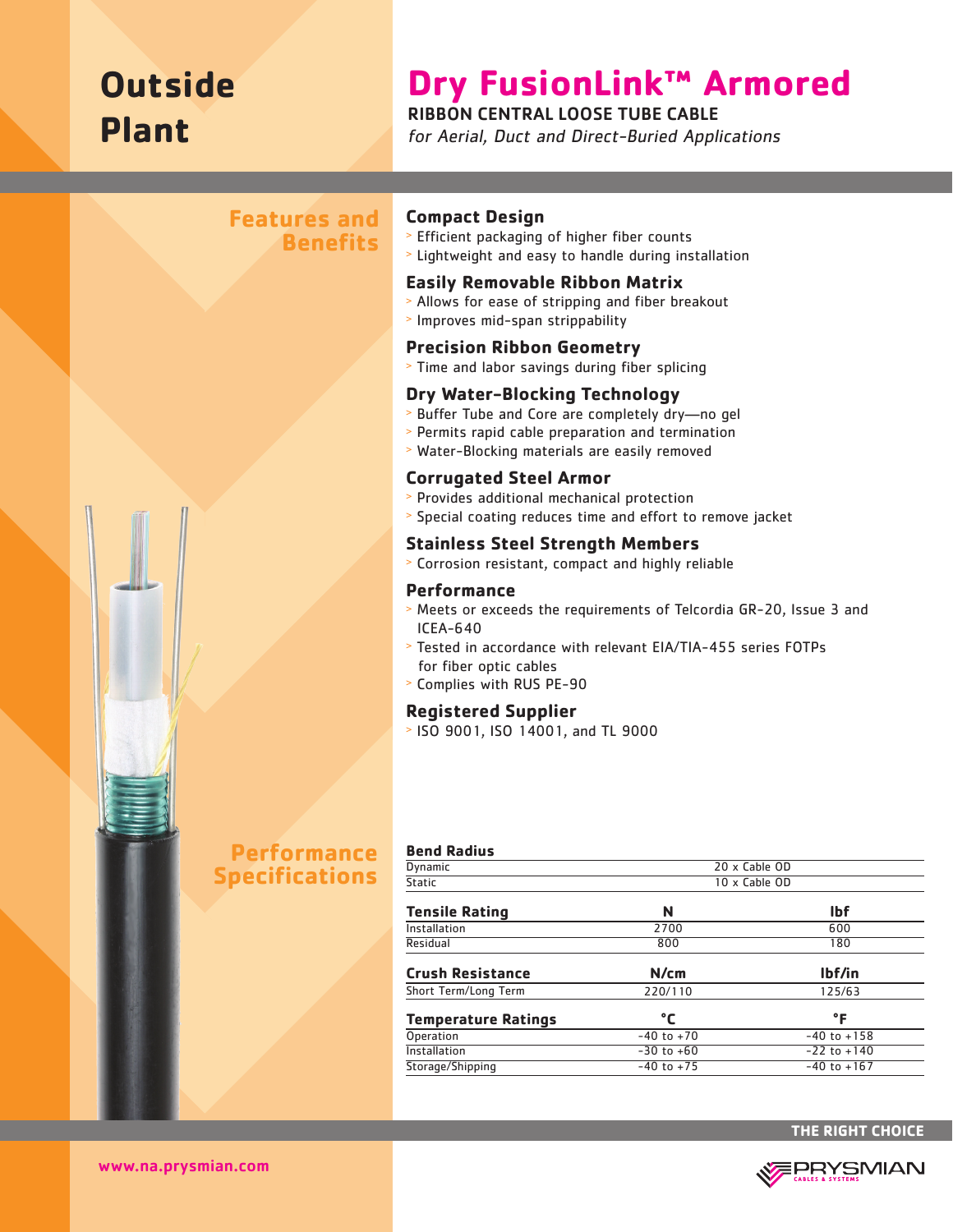# Outside Plant

# Dry FusionLink™ Armored

**RIBBON CENTRAL LOOSE TUBE CABLE**

*for Aerial, Duct and Direct-Buried Applications*

## Features and Benefits

### Compact Design
- Efficient packaging of higher fiber counts
- Lightweight and easy to handle during installation

### Easily Removable Ribbon Matrix
- Allows for ease of stripping and fiber breakout
- Improves mid-span strippability

### Precision Ribbon Geometry
- Time and labor savings during fiber splicing

### Dry Water-Blocking Technology
- Buffer Tube and Core are completely dry—no gel
- Permits rapid cable preparation and termination
- Water-Blocking materials are easily removed

### Corrugated Steel Armor
- Provides additional mechanical protection
- Special coating reduces time and effort to remove jacket

### Stainless Steel Strength Members
- Corrosion resistant, compact and highly reliable

### Performance
- Meets or exceeds the requirements of Telcordia GR-20, Issue 3 and ICEA-640
- Tested in accordance with relevant EIA/TIA-455 series FOTPs for fiber optic cables
- Complies with RUS PE-90

### Registered Supplier
- ISO 9001, ISO 14001, and TL 9000

## Performance Specifications

| **Bend Radius** | | |
|---|---|---|
| Dynamic | 20 x Cable OD | |
| Static | 10 x Cable OD | |

| **Tensile Rating** | **N** | **lbf** |
|---|---|---|
| Installation | 2700 | 600 |
| Residual | 800 | 180 |

| **Crush Resistance** | **N/cm** | **lbf/in** |
|---|---|---|
| Short Term/Long Term | 220/110 | 125/63 |

| **Temperature Ratings** | **°C** | **°F** |
|---|---|---|
| Operation | -40 to +70 | -40 to +158 |
| Installation | -30 to +60 | -22 to +140 |
| Storage/Shipping | -40 to +75 | -40 to +167 |

THE RIGHT CHOICE

www.na.prysmian.com

PRYSMIAN CABLES & SYSTEMS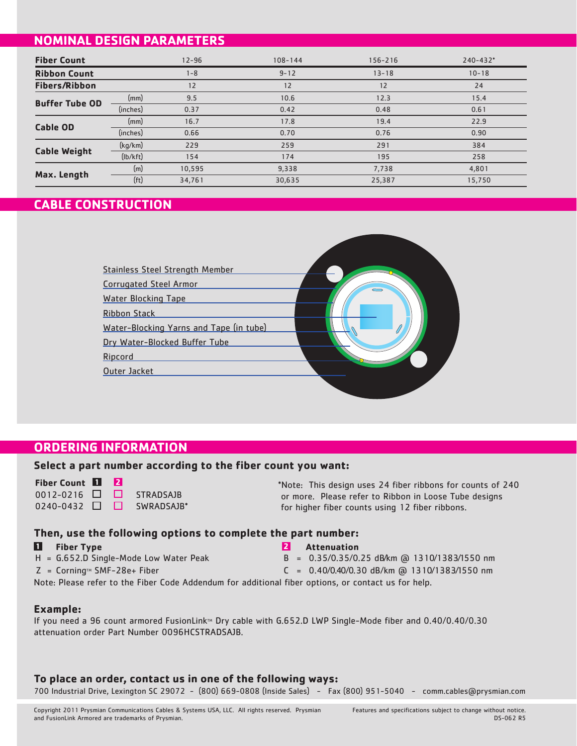## NOMINAL DESIGN PARAMETERS

| Fiber Count | | 12-96 | 108-144 | 156-216 | 240-432* |
|---|---|---|---|---|---|
| **Ribbon Count** | | 1-8 | 9-12 | 13-18 | 10-18 |
| **Fibers/Ribbon** | | 12 | 12 | 12 | 24 |
| **Buffer Tube OD** | (mm) | 9.5 | 10.6 | 12.3 | 15.4 |
| | (inches) | 0.37 | 0.42 | 0.48 | 0.61 |
| **Cable OD** | (mm) | 16.7 | 17.8 | 19.4 | 22.9 |
| | (inches) | 0.66 | 0.70 | 0.76 | 0.90 |
| **Cable Weight** | (kg/km) | 229 | 259 | 291 | 384 |
| | (lb/kft) | 154 | 174 | 195 | 258 |
| **Max. Length** | (m) | 10,595 | 9,338 | 7,738 | 4,801 |
| | (ft) | 34,761 | 30,635 | 25,387 | 15,750 |

## CABLE CONSTRUCTION

Stainless Steel Strength Member

Corrugated Steel Armor

Water Blocking Tape

Ribbon Stack

Water-Blocking Yarns and Tape (in tube)

Dry Water-Blocked Buffer Tube

Ripcord

Outer Jacket

## ORDERING INFORMATION

### Select a part number according to the fiber count you want:

| Fiber Count | 1 | 2 | |
|---|---|---|---|
| 0012-0216 | ☐ | ☐ | STRADSAJB |
| 0240-0432 | ☐ | ☐ | SWRADSAJB* |

*Note: This design uses 24 fiber ribbons for counts of 240 or more. Please refer to Ribbon in Loose Tube designs for higher fiber counts using 12 fiber ribbons.

### Then, use the following options to complete the part number:

**1 Fiber Type**

H = G.652.D Single-Mode Low Water Peak

Z = Corning™ SMF-28e+ Fiber

**2 Attenuation**

B = 0.35/0.35/0.25 dB/km @ 1310/1383/1550 nm

C = 0.40/0.40/0.30 dB/km @ 1310/1383/1550 nm

Note: Please refer to the Fiber Code Addendum for additional fiber options, or contact us for help.

### Example:

If you need a 96 count armored FusionLink™ Dry cable with G.652.D LWP Single-Mode fiber and 0.40/0.40/0.30 attenuation order Part Number 0096HCSTRADSAJB.

### To place an order, contact us in one of the following ways:

700 Industrial Drive, Lexington SC 29072 - (800) 669-0808 (Inside Sales) - Fax (800) 951-5040 - comm.cables@prysmian.com

Copyright 2011 Prysmian Communications Cables & Systems USA, LLC. All rights reserved. Prysmian and FusionLink Armored are trademarks of Prysmian.

Features and specifications subject to change without notice.
DS-062 R5